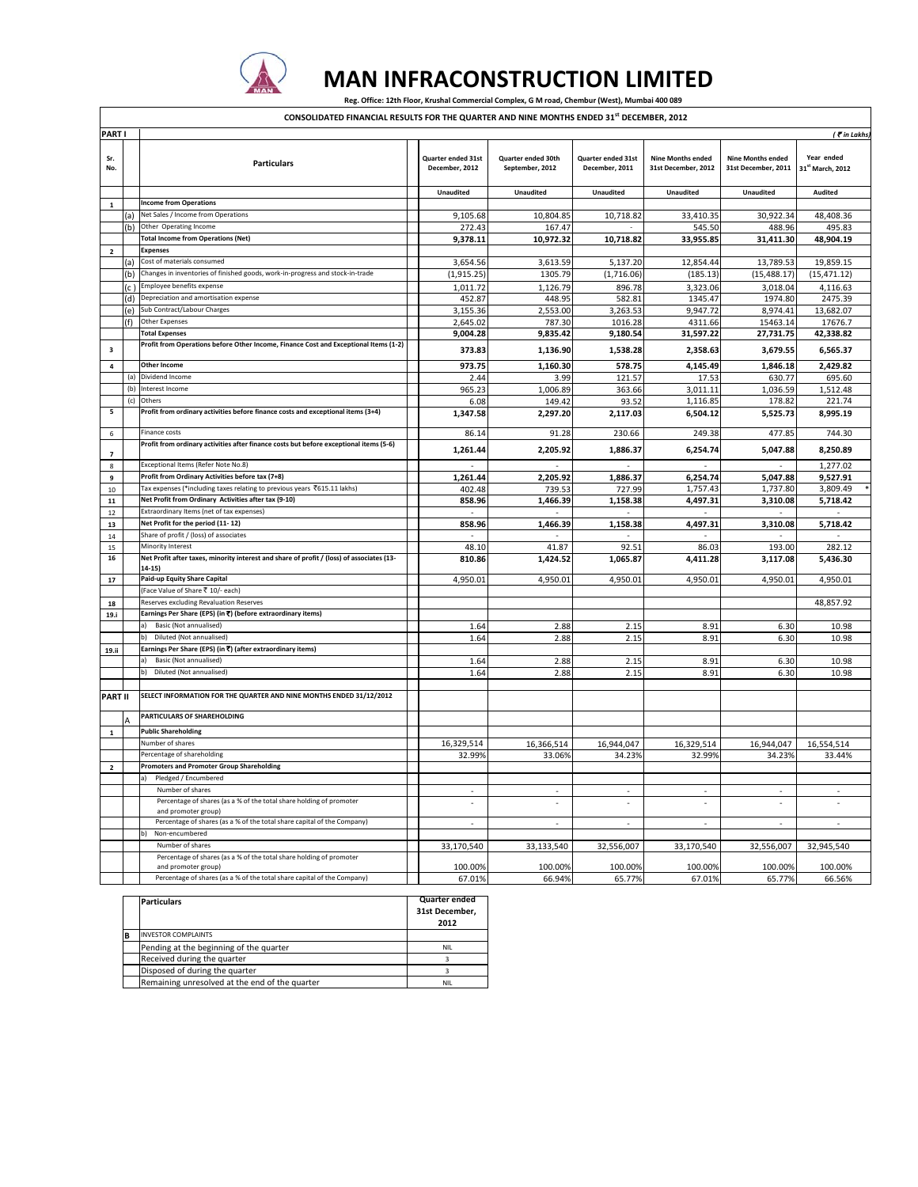# MAN INFRACONSTRUCTION LIMITED

**Reg. Office: 12th Floor, Krushal Commercial Complex, G M road, Chembur (West), Mumbai 400 089**

**CONSOLIDATED FINANCIAL RESULTS FOR THE QUARTER AND NINE MONTHS ENDED 31st DECEMBER, 2012**

**PART I** *( ₹ in Lakhs)*

| Sr. No. | | Particulars | Quarter ended 31st December, 2012 | Quarter ended 30th September, 2012 | Quarter ended 31st December, 2011 | Nine Months ended 31st December, 2012 | Nine Months ended 31st December, 2011 | Year ended 31st March, 2012 |
|---|---|---|---|---|---|---|---|---|
| | | | **Unaudited** | **Unaudited** | **Unaudited** | **Unaudited** | **Unaudited** | **Audited** |
| **1** | | **Income from Operations** | | | | | | |
| | (a) | Net Sales / Income from Operations | 9,105.68 | 10,804.85 | 10,718.82 | 33,410.35 | 30,922.34 | 48,408.36 |
| | (b) | Other Operating Income | 272.43 | 167.47 | - | 545.50 | 488.96 | 495.83 |
| | | **Total Income from Operations (Net)** | **9,378.11** | **10,972.32** | **10,718.82** | **33,955.85** | **31,411.30** | **48,904.19** |
| **2** | | **Expenses** | | | | | | |
| | (a) | Cost of materials consumed | 3,654.56 | 3,613.59 | 5,137.20 | 12,854.44 | 13,789.53 | 19,859.15 |
| | (b) | Changes in inventories of finished goods, work-in-progress and stock-in-trade | (1,915.25) | 1305.79 | (1,716.06) | (185.13) | (15,488.17) | (15,471.12) |
| | (c) | Employee benefits expense | 1,011.72 | 1,126.79 | 896.78 | 3,323.06 | 3,018.04 | 4,116.63 |
| | (d) | Depreciation and amortisation expense | 452.87 | 448.95 | 582.81 | 1345.47 | 1974.80 | 2475.39 |
| | (e) | Sub Contract/Labour Charges | 3,155.36 | 2,553.00 | 3,263.53 | 9,947.72 | 8,974.41 | 13,682.07 |
| | (f) | Other Expenses | 2,645.02 | 787.30 | 1016.28 | 4311.66 | 15463.14 | 17676.7 |
| | | **Total Expenses** | **9,004.28** | **9,835.42** | **9,180.54** | **31,597.22** | **27,731.75** | **42,338.82** |
| **3** | | **Profit from Operations before Other Income, Finance Cost and Exceptional Items (1-2)** | **373.83** | **1,136.90** | **1,538.28** | **2,358.63** | **3,679.55** | **6,565.37** |
| **4** | | **Other Income** | **973.75** | **1,160.30** | **578.75** | **4,145.49** | **1,846.18** | **2,429.82** |
| | (a) | Dividend Income | 2.44 | 3.99 | 121.57 | 17.53 | 630.77 | 695.60 |
| | (b) | Interest Income | 965.23 | 1,006.89 | 363.66 | 3,011.11 | 1,036.59 | 1,512.48 |
| | (c) | Others | 6.08 | 149.42 | 93.52 | 1,116.85 | 178.82 | 221.74 |
| **5** | | **Profit from ordinary activities before finance costs and exceptional items (3+4)** | **1,347.58** | **2,297.20** | **2,117.03** | **6,504.12** | **5,525.73** | **8,995.19** |
| 6 | | Finance costs | 86.14 | 91.28 | 230.66 | 249.38 | 477.85 | 744.30 |
| **7** | | **Profit from ordinary activities after finance costs but before exceptional items (5-6)** | **1,261.44** | **2,205.92** | **1,886.37** | **6,254.74** | **5,047.88** | **8,250.89** |
| 8 | | Exceptional Items (Refer Note No.8) | - | - | - | - | - | 1,277.02 |
| **9** | | **Profit from Ordinary Activities before tax (7+8)** | **1,261.44** | **2,205.92** | **1,886.37** | **6,254.74** | **5,047.88** | **9,527.91** |
| 10 | | Tax expenses (*including taxes relating to previous years ₹615.11 lakhs) | 402.48 | 739.53 | 727.99 | 1,757.43 | 1,737.80 | 3,809.49 * |
| **11** | | **Net Profit from Ordinary Activities after tax (9-10)** | **858.96** | **1,466.39** | **1,158.38** | **4,497.31** | **3,310.08** | **5,718.42** |
| 12 | | Extraordinary Items (net of tax expenses) | - | - | - | - | - | - |
| **13** | | **Net Profit for the period (11- 12)** | **858.96** | **1,466.39** | **1,158.38** | **4,497.31** | **3,310.08** | **5,718.42** |
| 14 | | Share of profit / (loss) of associates | - | - | - | - | - | - |
| 15 | | Minority Interest | 48.10 | 41.87 | 92.51 | 86.03 | 193.00 | 282.12 |
| **16** | | **Net Profit after taxes, minority interest and share of profit / (loss) of associates (13-14-15)** | **810.86** | **1,424.52** | **1,065.87** | **4,411.28** | **3,117.08** | **5,436.30** |
| **17** | | **Paid-up Equity Share Capital** | 4,950.01 | 4,950.01 | 4,950.01 | 4,950.01 | 4,950.01 | 4,950.01 |
| | | (Face Value of Share ₹ 10/- each) | | | | | | |
| **18** | | Reserves excluding Revaluation Reserves | | | | | | 48,857.92 |
| **19.i** | | **Earnings Per Share (EPS) (in ₹) (before extraordinary items)** | | | | | | |
| | | a) Basic (Not annualised) | 1.64 | 2.88 | 2.15 | 8.91 | 6.30 | 10.98 |
| | | b) Diluted (Not annualised) | 1.64 | 2.88 | 2.15 | 8.91 | 6.30 | 10.98 |
| **19.ii** | | **Earnings Per Share (EPS) (in ₹) (after extraordinary items)** | | | | | | |
| | | a) Basic (Not annualised) | 1.64 | 2.88 | 2.15 | 8.91 | 6.30 | 10.98 |
| | | b) Diluted (Not annualised) | 1.64 | 2.88 | 2.15 | 8.91 | 6.30 | 10.98 |
| **PART II** | | **SELECT INFORMATION FOR THE QUARTER AND NINE MONTHS ENDED 31/12/2012** | | | | | | |
| | A | **PARTICULARS OF SHAREHOLDING** | | | | | | |
| **1** | | **Public Shareholding** | | | | | | |
| | | Number of shares | 16,329,514 | 16,366,514 | 16,944,047 | 16,329,514 | 16,944,047 | 16,554,514 |
| | | Percentage of shareholding | 32.99% | 33.06% | 34.23% | 32.99% | 34.23% | 33.44% |
| **2** | | **Promoters and Promoter Group Shareholding** | | | | | | |
| | | a) Pledged / Encumbered | | | | | | |
| | | Number of shares | - | - | - | - | - | - |
| | | Percentage of shares (as a % of the total share holding of promoter and promoter group) | - | - | - | - | - | - |
| | | Percentage of shares (as a % of the total share capital of the Company) | - | - | - | - | - | - |
| | | b) Non-encumbered | | | | | | |
| | | Number of shares | 33,170,540 | 33,133,540 | 32,556,007 | 33,170,540 | 32,556,007 | 32,945,540 |
| | | Percentage of shares (as a % of the total share holding of promoter and promoter group) | 100.00% | 100.00% | 100.00% | 100.00% | 100.00% | 100.00% |
| | | Percentage of shares (as a % of the total share capital of the Company) | 67.01% | 66.94% | 65.77% | 67.01% | 65.77% | 66.56% |

| | Particulars | Quarter ended 31st December, 2012 |
|---|---|---|
| **B** | INVESTOR COMPLAINTS | |
| | Pending at the beginning of the quarter | NIL |
| | Received during the quarter | 3 |
| | Disposed of during the quarter | 3 |
| | Remaining unresolved at the end of the quarter | NIL |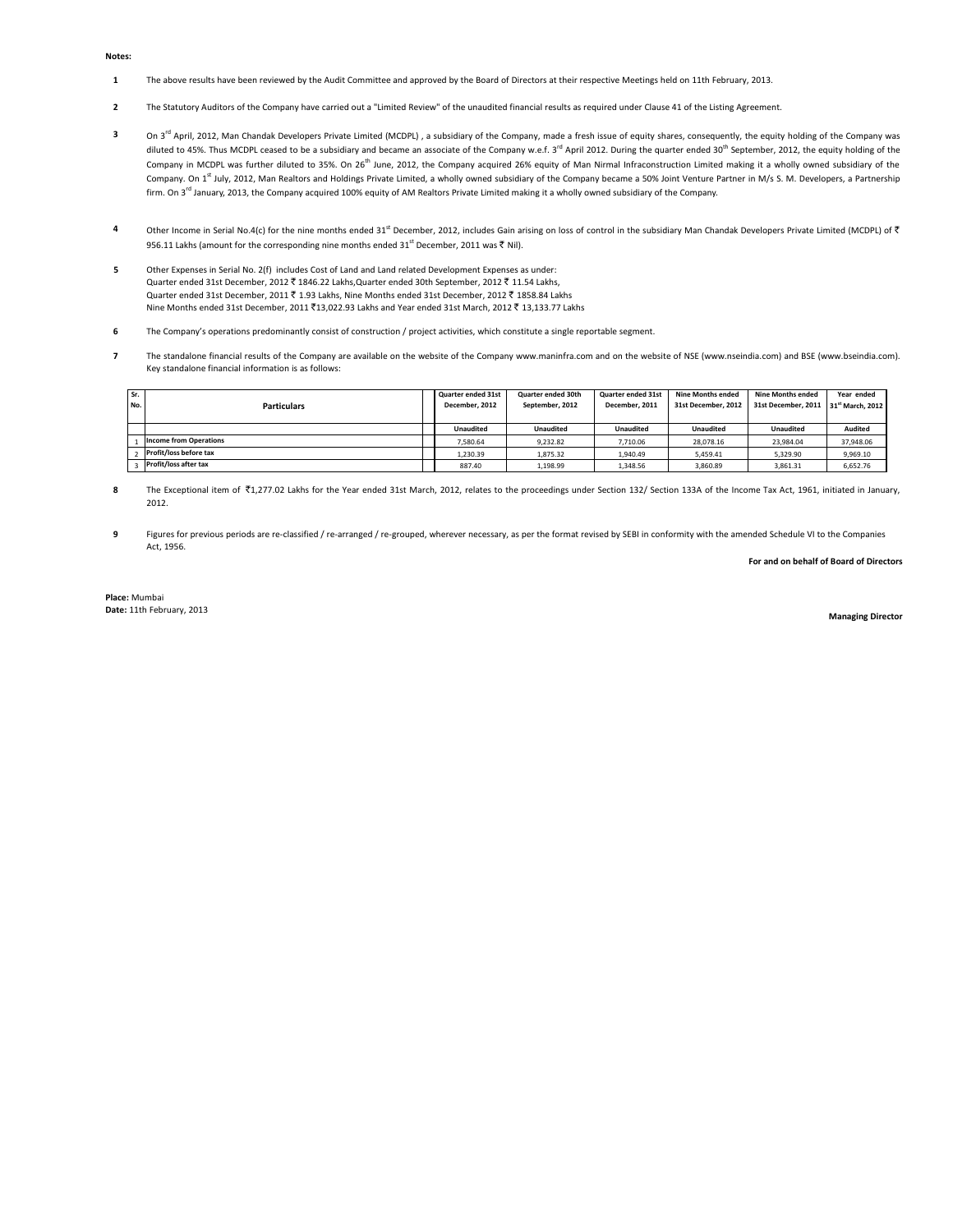**Notes:**

1. The above results have been reviewed by the Audit Committee and approved by the Board of Directors at their respective Meetings held on 11th February, 2013.

2. The Statutory Auditors of the Company have carried out a "Limited Review" of the unaudited financial results as required under Clause 41 of the Listing Agreement.

3. On 3rd April, 2012, Man Chandak Developers Private Limited (MCDPL) , a subsidiary of the Company, made a fresh issue of equity shares, consequently, the equity holding of the Company was diluted to 45%. Thus MCDPL ceased to be a subsidiary and became an associate of the Company w.e.f. 3rd April 2012. During the quarter ended 30th September, 2012, the equity holding of the Company in MCDPL was further diluted to 35%. On 26th June, 2012, the Company acquired 26% equity of Man Nirmal Infraconstruction Limited making it a wholly owned subsidiary of the Company. On 1st July, 2012, Man Realtors and Holdings Private Limited, a wholly owned subsidiary of the Company became a 50% Joint Venture Partner in M/s S. M. Developers, a Partnership firm. On 3rd January, 2013, the Company acquired 100% equity of AM Realtors Private Limited making it a wholly owned subsidiary of the Company.

4. Other Income in Serial No.4(c) for the nine months ended 31st December, 2012, includes Gain arising on loss of control in the subsidiary Man Chandak Developers Private Limited (MCDPL) of ₹ 956.11 Lakhs (amount for the corresponding nine months ended 31st December, 2011 was ₹ Nil).

5. Other Expenses in Serial No. 2(f) includes Cost of Land and Land related Development Expenses as under:
Quarter ended 31st December, 2012 ₹ 1846.22 Lakhs,Quarter ended 30th September, 2012 ₹ 11.54 Lakhs,
Quarter ended 31st December, 2011 ₹ 1.93 Lakhs, Nine Months ended 31st December, 2012 ₹ 1858.84 Lakhs
Nine Months ended 31st December, 2011 ₹13,022.93 Lakhs and Year ended 31st March, 2012 ₹ 13,133.77 Lakhs

6. The Company's operations predominantly consist of construction / project activities, which constitute a single reportable segment.

7. The standalone financial results of the Company are available on the website of the Company www.maninfra.com and on the website of NSE (www.nseindia.com) and BSE (www.bseindia.com). Key standalone financial information is as follows:

| Sr. No. | Particulars | Quarter ended 31st December, 2012 | Quarter ended 30th September, 2012 | Quarter ended 31st December, 2011 | Nine Months ended 31st December, 2012 | Nine Months ended 31st December, 2011 | Year ended 31st March, 2012 |
|---|---|---|---|---|---|---|---|
| | | Unaudited | Unaudited | Unaudited | Unaudited | Unaudited | Audited |
| 1 | Income from Operations | 7,580.64 | 9,232.82 | 7,710.06 | 28,078.16 | 23,984.04 | 37,948.06 |
| 2 | Profit/loss before tax | 1,230.39 | 1,875.32 | 1,940.49 | 5,459.41 | 5,329.90 | 9,969.10 |
| 3 | Profit/loss after tax | 887.40 | 1,198.99 | 1,348.56 | 3,860.89 | 3,861.31 | 6,652.76 |

8. The Exceptional item of ₹1,277.02 Lakhs for the Year ended 31st March, 2012, relates to the proceedings under Section 132/ Section 133A of the Income Tax Act, 1961, initiated in January, 2012.

9. Figures for previous periods are re-classified / re-arranged / re-grouped, wherever necessary, as per the format revised by SEBI in conformity with the amended Schedule VI to the Companies Act, 1956.

**For and on behalf of Board of Directors**

**Place:** Mumbai
**Date:** 11th February, 2013

**Managing Director**